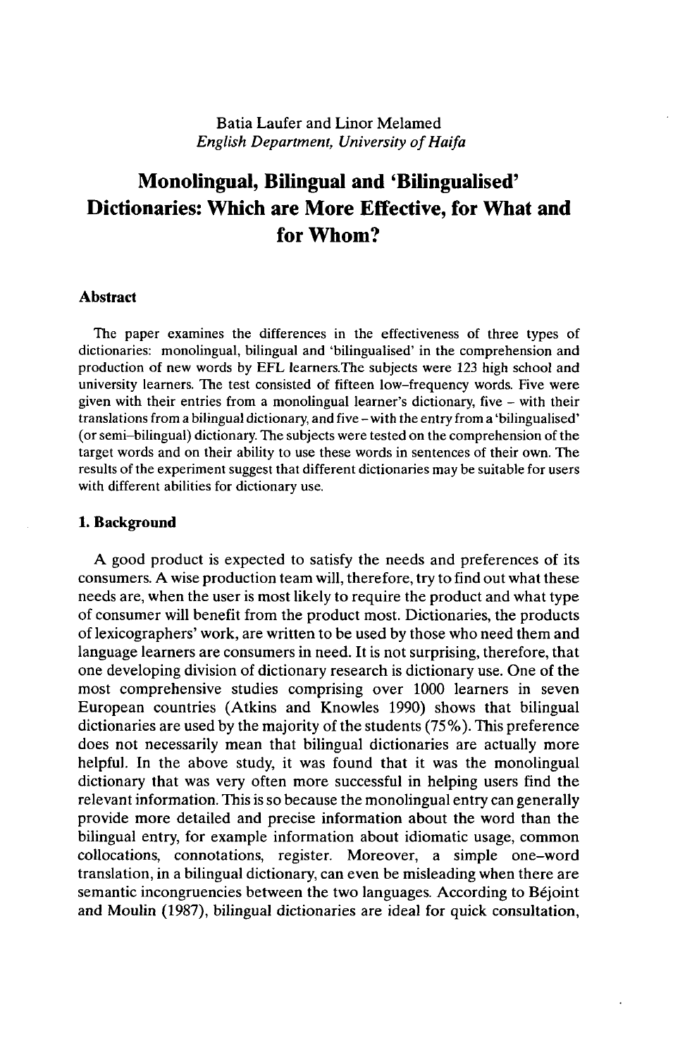Batia Laufer and Linor Melamed
*English Department, University of Haifa*

# Monolingual, Bilingual and 'Bilingualised' Dictionaries: Which are More Effective, for What and for Whom?

## Abstract

The paper examines the differences in the effectiveness of three types of dictionaries: monolingual, bilingual and 'bilingualised' in the comprehension and production of new words by EFL learners.The subjects were 123 high school and university learners. The test consisted of fifteen low-frequency words. Five were given with their entries from a monolingual learner's dictionary, five – with their translations from a bilingual dictionary, and five – with the entry from a 'bilingualised' (or semi-bilingual) dictionary. The subjects were tested on the comprehension of the target words and on their ability to use these words in sentences of their own. The results of the experiment suggest that different dictionaries may be suitable for users with different abilities for dictionary use.

## 1. Background

A good product is expected to satisfy the needs and preferences of its consumers. A wise production team will, therefore, try to find out what these needs are, when the user is most likely to require the product and what type of consumer will benefit from the product most. Dictionaries, the products of lexicographers' work, are written to be used by those who need them and language learners are consumers in need. It is not surprising, therefore, that one developing division of dictionary research is dictionary use. One of the most comprehensive studies comprising over 1000 learners in seven European countries (Atkins and Knowles 1990) shows that bilingual dictionaries are used by the majority of the students (75%). This preference does not necessarily mean that bilingual dictionaries are actually more helpful. In the above study, it was found that it was the monolingual dictionary that was very often more successful in helping users find the relevant information. This is so because the monolingual entry can generally provide more detailed and precise information about the word than the bilingual entry, for example information about idiomatic usage, common collocations, connotations, register. Moreover, a simple one-word translation, in a bilingual dictionary, can even be misleading when there are semantic incongruencies between the two languages. According to Béjoint and Moulin (1987), bilingual dictionaries are ideal for quick consultation,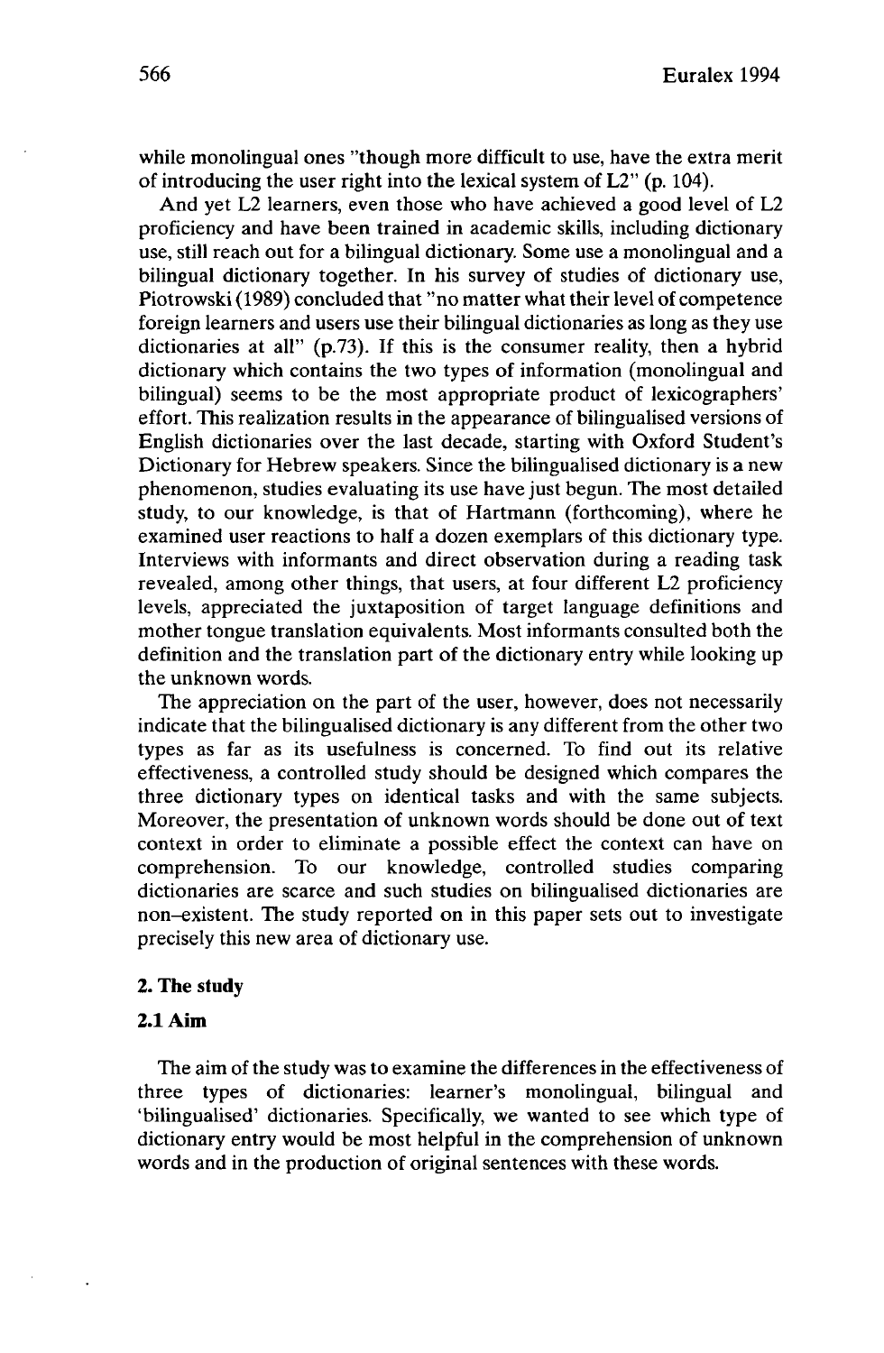while monolingual ones "though more difficult to use, have the extra merit of introducing the user right into the lexical system of L2" (p. 104).

And yet L2 learners, even those who have achieved a good level of L2 proficiency and have been trained in academic skills, including dictionary use, still reach out for a bilingual dictionary. Some use a monolingual and a bilingual dictionary together. In his survey of studies of dictionary use, Piotrowski (1989) concluded that "no matter what their level of competence foreign learners and users use their bilingual dictionaries as long as they use dictionaries at all" (p.73). If this is the consumer reality, then a hybrid dictionary which contains the two types of information (monolingual and bilingual) seems to be the most appropriate product of lexicographers' effort. This realization results in the appearance of bilingualised versions of English dictionaries over the last decade, starting with Oxford Student's Dictionary for Hebrew speakers. Since the bilingualised dictionary is a new phenomenon, studies evaluating its use have just begun. The most detailed study, to our knowledge, is that of Hartmann (forthcoming), where he examined user reactions to half a dozen exemplars of this dictionary type. Interviews with informants and direct observation during a reading task revealed, among other things, that users, at four different L2 proficiency levels, appreciated the juxtaposition of target language definitions and mother tongue translation equivalents. Most informants consulted both the definition and the translation part of the dictionary entry while looking up the unknown words.

The appreciation on the part of the user, however, does not necessarily indicate that the bilingualised dictionary is any different from the other two types as far as its usefulness is concerned. To find out its relative effectiveness, a controlled study should be designed which compares the three dictionary types on identical tasks and with the same subjects. Moreover, the presentation of unknown words should be done out of text context in order to eliminate a possible effect the context can have on comprehension. To our knowledge, controlled studies comparing dictionaries are scarce and such studies on bilingualised dictionaries are non-existent. The study reported on in this paper sets out to investigate precisely this new area of dictionary use.

## 2. The study

### 2.1 Aim

The aim of the study was to examine the differences in the effectiveness of three types of dictionaries: learner's monolingual, bilingual and 'bilingualised' dictionaries. Specifically, we wanted to see which type of dictionary entry would be most helpful in the comprehension of unknown words and in the production of original sentences with these words.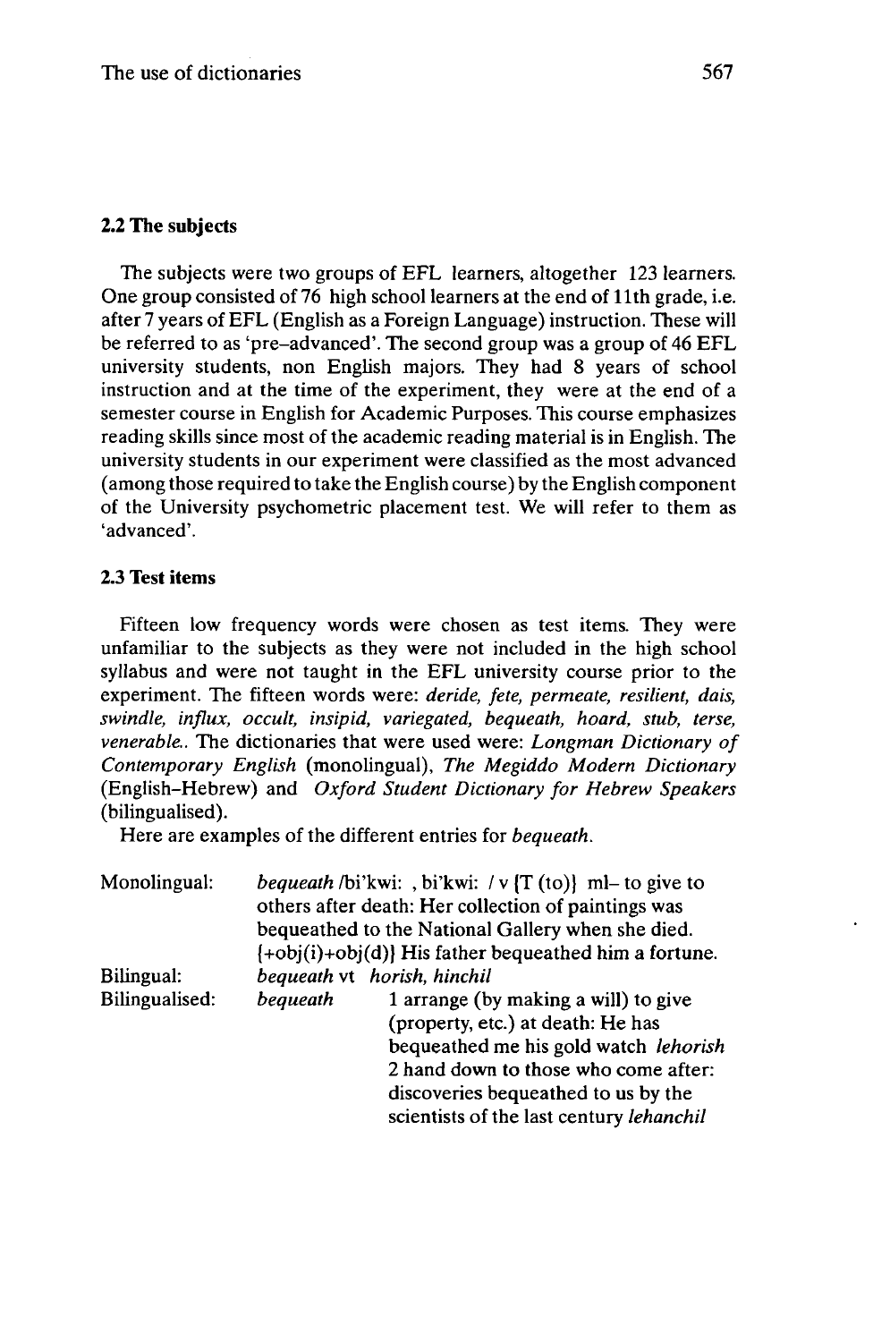### 2.2 The subjects

The subjects were two groups of EFL learners, altogether 123 learners. One group consisted of 76 high school learners at the end of 11th grade, i.e. after 7 years of EFL (English as a Foreign Language) instruction. These will be referred to as 'pre–advanced'. The second group was a group of 46 EFL university students, non English majors. They had 8 years of school instruction and at the time of the experiment, they were at the end of a semester course in English for Academic Purposes. This course emphasizes reading skills since most of the academic reading material is in English. The university students in our experiment were classified as the most advanced (among those required to take the English course) by the English component of the University psychometric placement test. We will refer to them as 'advanced'.

### 2.3 Test items

Fifteen low frequency words were chosen as test items. They were unfamiliar to the subjects as they were not included in the high school syllabus and were not taught in the EFL university course prior to the experiment. The fifteen words were: *deride, fete, permeate, resilient, dais, swindle, influx, occult, insipid, variegated, bequeath, hoard, stub, terse, venerable.*. The dictionaries that were used were: *Longman Dictionary of Contemporary English* (monolingual), *The Megiddo Modern Dictionary* (English–Hebrew) and *Oxford Student Dictionary for Hebrew Speakers* (bilingualised).

Here are examples of the different entries for *bequeath*.

Monolingual: *bequeath* /bi'kwi: , bi'kwi: / v [T (to)] ml– to give to others after death: Her collection of paintings was bequeathed to the National Gallery when she died. [+obj(i)+obj(d)] His father bequeathed him a fortune.

Bilingual: *bequeath* vt *horish, hinchil*

Bilingualised: *bequeath* 1 arrange (by making a will) to give (property, etc.) at death: He has bequeathed me his gold watch *lehorish* 2 hand down to those who come after: discoveries bequeathed to us by the scientists of the last century *lehanchil*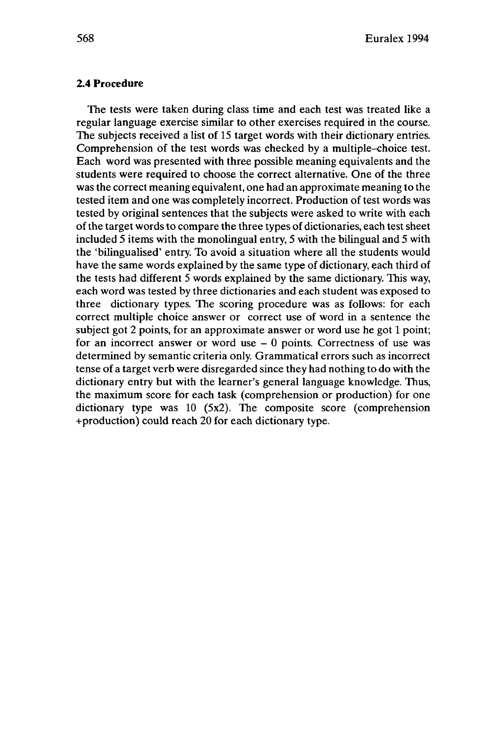### 2.4 Procedure

The tests were taken during class time and each test was treated like a regular language exercise similar to other exercises required in the course. The subjects received a list of 15 target words with their dictionary entries. Comprehension of the test words was checked by a multiple–choice test. Each word was presented with three possible meaning equivalents and the students were required to choose the correct alternative. One of the three was the correct meaning equivalent, one had an approximate meaning to the tested item and one was completely incorrect. Production of test words was tested by original sentences that the subjects were asked to write with each of the target words to compare the three types of dictionaries, each test sheet included 5 items with the monolingual entry, 5 with the bilingual and 5 with the 'bilingualised' entry. To avoid a situation where all the students would have the same words explained by the same type of dictionary, each third of the tests had different 5 words explained by the same dictionary. This way, each word was tested by three dictionaries and each student was exposed to three dictionary types. The scoring procedure was as follows: for each correct multiple choice answer or correct use of word in a sentence the subject got 2 points, for an approximate answer or word use he got 1 point; for an incorrect answer or word use – 0 points. Correctness of use was determined by semantic criteria only. Grammatical errors such as incorrect tense of a target verb were disregarded since they had nothing to do with the dictionary entry but with the learner's general language knowledge. Thus, the maximum score for each task (comprehension or production) for one dictionary type was 10 (5x2). The composite score (comprehension +production) could reach 20 for each dictionary type.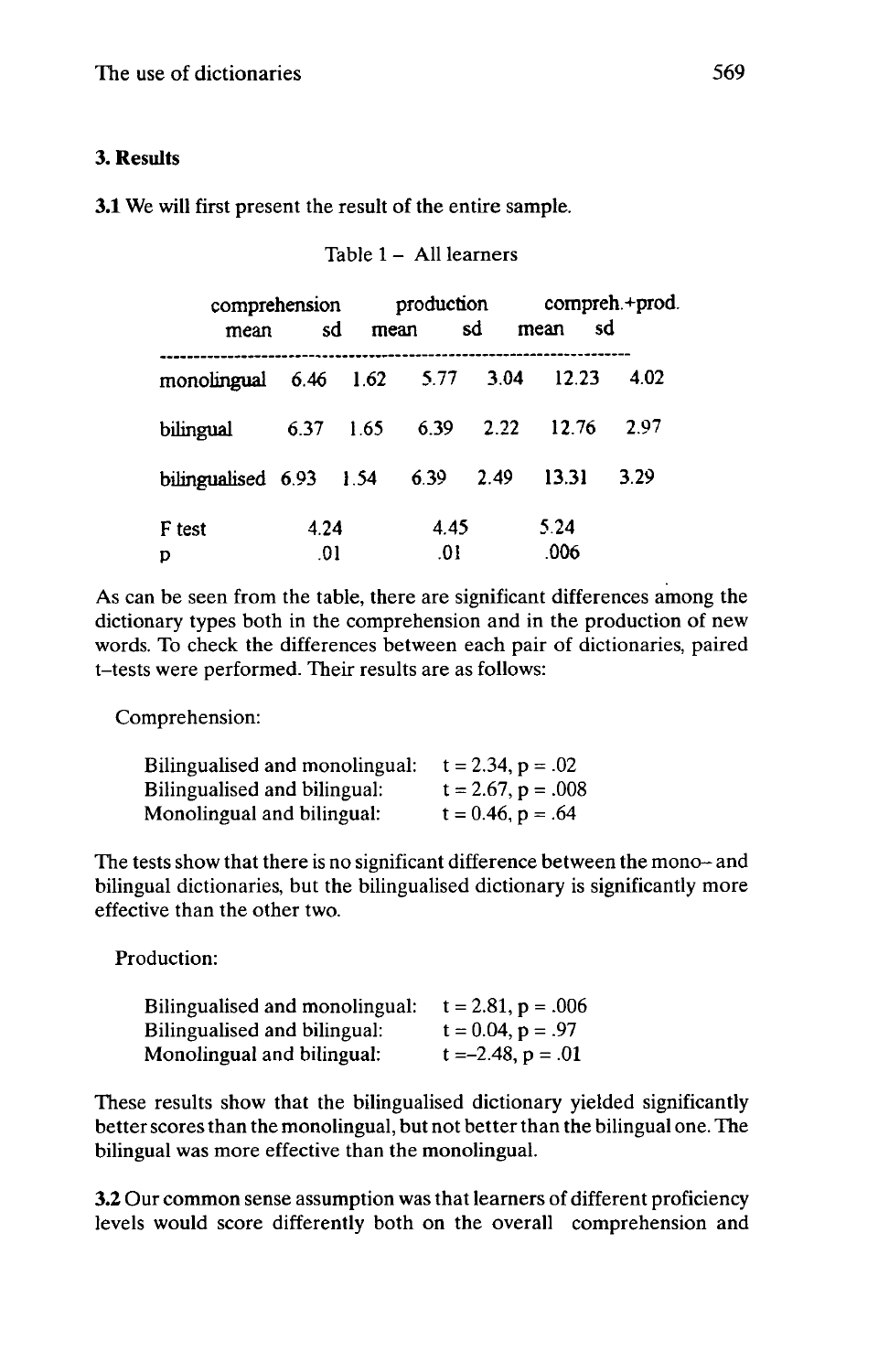## 3. Results

**3.1** We will first present the result of the entire sample.

Table 1 – All learners

| | comprehension | | production | | compreh.+prod. | |
|---|---|---|---|---|---|---|
| | mean | sd | mean | sd | mean | sd |
| monolingual | 6.46 | 1.62 | 5.77 | 3.04 | 12.23 | 4.02 |
| bilingual | 6.37 | 1.65 | 6.39 | 2.22 | 12.76 | 2.97 |
| bilingualised | 6.93 | 1.54 | 6.39 | 2.49 | 13.31 | 3.29 |
| F test | 4.24 | | 4.45 | | 5.24 | |
| p | .01 | | .01 | | .006 | |

As can be seen from the table, there are significant differences among the dictionary types both in the comprehension and in the production of new words. To check the differences between each pair of dictionaries, paired t-tests were performed. Their results are as follows:

Comprehension:

| | |
|---|---|
| Bilingualised and monolingual: | $t = 2.34$, $p = .02$ |
| Bilingualised and bilingual: | $t = 2.67$, $p = .008$ |
| Monolingual and bilingual: | $t = 0.46$, $p = .64$ |

The tests show that there is no significant difference between the mono- and bilingual dictionaries, but the bilingualised dictionary is significantly more effective than the other two.

Production:

| | |
|---|---|
| Bilingualised and monolingual: | $t = 2.81$, $p = .006$ |
| Bilingualised and bilingual: | $t = 0.04$, $p = .97$ |
| Monolingual and bilingual: | $t = -2.48$, $p = .01$ |

These results show that the bilingualised dictionary yielded significantly better scores than the monolingual, but not better than the bilingual one. The bilingual was more effective than the monolingual.

**3.2** Our common sense assumption was that learners of different proficiency levels would score differently both on the overall comprehension and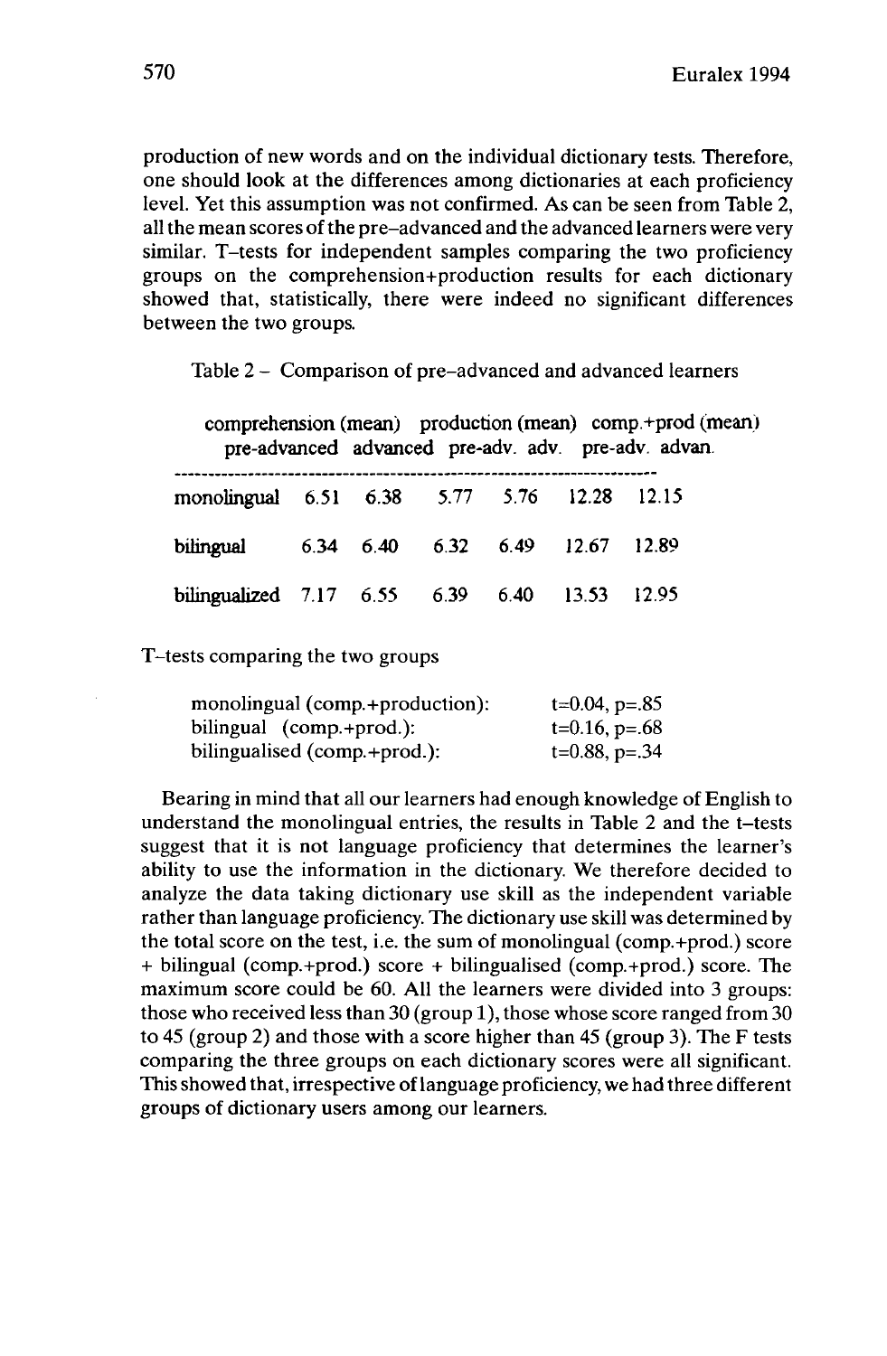production of new words and on the individual dictionary tests. Therefore, one should look at the differences among dictionaries at each proficiency level. Yet this assumption was not confirmed. As can be seen from Table 2, all the mean scores of the pre-advanced and the advanced learners were very similar. T-tests for independent samples comparing the two proficiency groups on the comprehension+production results for each dictionary showed that, statistically, there were indeed no significant differences between the two groups.

Table 2 – Comparison of pre-advanced and advanced learners

| | comprehension (mean) | | production (mean) | | comp.+prod (mean) | |
|---|---|---|---|---|---|---|
| | pre-advanced | advanced | pre-adv. | adv. | pre-adv. | advan. |
| monolingual | 6.51 | 6.38 | 5.77 | 5.76 | 12.28 | 12.15 |
| bilingual | 6.34 | 6.40 | 6.32 | 6.49 | 12.67 | 12.89 |
| bilingualized | 7.17 | 6.55 | 6.39 | 6.40 | 13.53 | 12.95 |

T-tests comparing the two groups

| | |
|---|---|
| monolingual (comp.+production): | $t=0.04$, $p=.85$ |
| bilingual (comp.+prod.): | $t=0.16$, $p=.68$ |
| bilingualised (comp.+prod.): | $t=0.88$, $p=.34$ |

Bearing in mind that all our learners had enough knowledge of English to understand the monolingual entries, the results in Table 2 and the t-tests suggest that it is not language proficiency that determines the learner's ability to use the information in the dictionary. We therefore decided to analyze the data taking dictionary use skill as the independent variable rather than language proficiency. The dictionary use skill was determined by the total score on the test, i.e. the sum of monolingual (comp.+prod.) score + bilingual (comp.+prod.) score + bilingualised (comp.+prod.) score. The maximum score could be 60. All the learners were divided into 3 groups: those who received less than 30 (group 1), those whose score ranged from 30 to 45 (group 2) and those with a score higher than 45 (group 3). The F tests comparing the three groups on each dictionary scores were all significant. This showed that, irrespective of language proficiency, we had three different groups of dictionary users among our learners.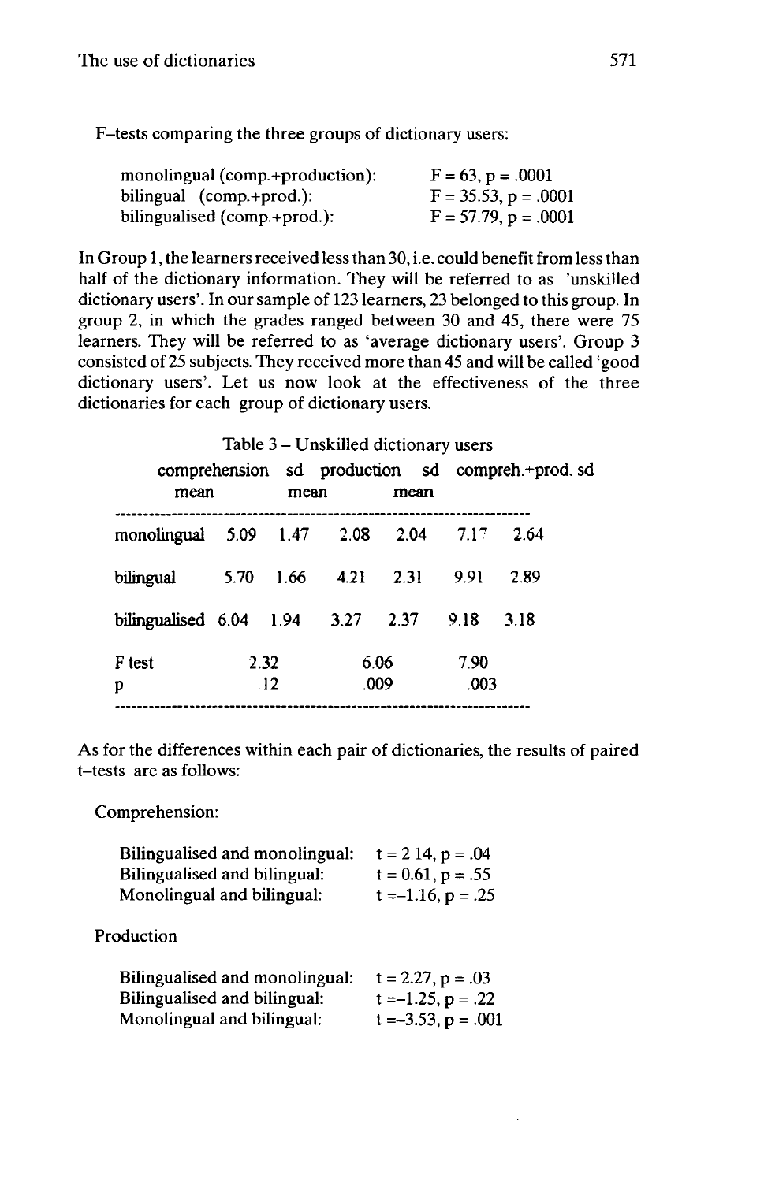F–tests comparing the three groups of dictionary users:

| | |
|---|---|
| monolingual (comp.+production): | $F = 63$, $p = .0001$ |
| bilingual (comp.+prod.): | $F = 35.53$, $p = .0001$ |
| bilingualised (comp.+prod.): | $F = 57.79$, $p = .0001$ |

In Group 1, the learners received less than 30, i.e. could benefit from less than half of the dictionary information. They will be referred to as 'unskilled dictionary users'. In our sample of 123 learners, 23 belonged to this group. In group 2, in which the grades ranged between 30 and 45, there were 75 learners. They will be referred to as 'average dictionary users'. Group 3 consisted of 25 subjects. They received more than 45 and will be called 'good dictionary users'. Let us now look at the effectiveness of the three dictionaries for each group of dictionary users.

Table 3 – Unskilled dictionary users

| | comprehension mean | sd | production mean | sd | compreh.+prod. mean | sd |
|---|---|---|---|---|---|---|
| monolingual | 5.09 | 1.47 | 2.08 | 2.04 | 7.17 | 2.64 |
| bilingual | 5.70 | 1.66 | 4.21 | 2.31 | 9.91 | 2.89 |
| bilingualised | 6.04 | 1.94 | 3.27 | 2.37 | 9.18 | 3.18 |
| F test | 2.32 | | 6.06 | | 7.90 | |
| p | .12 | | .009 | | .003 | |

As for the differences within each pair of dictionaries, the results of paired t–tests are as follows:

Comprehension:

| | |
|---|---|
| Bilingualised and monolingual: | $t = 2.14$, $p = .04$ |
| Bilingualised and bilingual: | $t = 0.61$, $p = .55$ |
| Monolingual and bilingual: | $t = -1.16$, $p = .25$ |

Production

| | |
|---|---|
| Bilingualised and monolingual: | $t = 2.27$, $p = .03$ |
| Bilingualised and bilingual: | $t = -1.25$, $p = .22$ |
| Monolingual and bilingual: | $t = -3.53$, $p = .001$ |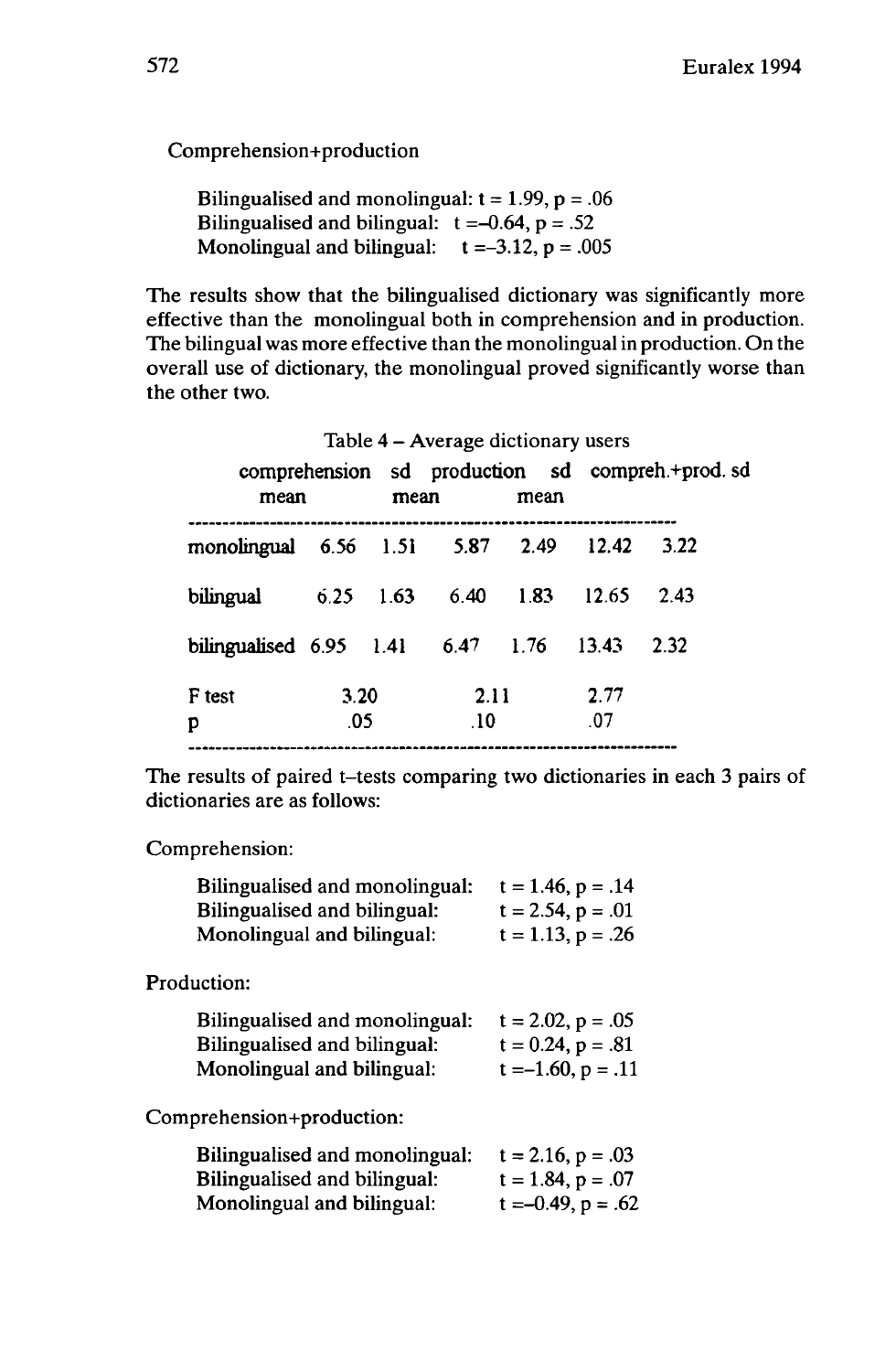Comprehension+production

Bilingualised and monolingual: t = 1.99, p = .06
Bilingualised and bilingual: t =–0.64, p = .52
Monolingual and bilingual: t =–3.12, p = .005

The results show that the bilingualised dictionary was significantly more effective than the monolingual both in comprehension and in production. The bilingual was more effective than the monolingual in production. On the overall use of dictionary, the monolingual proved significantly worse than the other two.

Table 4 – Average dictionary users

| | comprehension mean | sd | production mean | sd | compreh.+prod. mean | sd |
|---|---|---|---|---|---|---|
| monolingual | 6.56 | 1.51 | 5.87 | 2.49 | 12.42 | 3.22 |
| bilingual | 6.25 | 1.63 | 6.40 | 1.83 | 12.65 | 2.43 |
| bilingualised | 6.95 | 1.41 | 6.47 | 1.76 | 13.43 | 2.32 |
| F test | 3.20 | | 2.11 | | 2.77 | |
| p | .05 | | .10 | | .07 | |

The results of paired t–tests comparing two dictionaries in each 3 pairs of dictionaries are as follows:

Comprehension:

Bilingualised and monolingual: t = 1.46, p = .14
Bilingualised and bilingual: t = 2.54, p = .01
Monolingual and bilingual: t = 1.13, p = .26

Production:

Bilingualised and monolingual: t = 2.02, p = .05
Bilingualised and bilingual: t = 0.24, p = .81
Monolingual and bilingual: t =–1.60, p = .11

Comprehension+production:

Bilingualised and monolingual: t = 2.16, p = .03
Bilingualised and bilingual: t = 1.84, p = .07
Monolingual and bilingual: t =–0.49, p = .62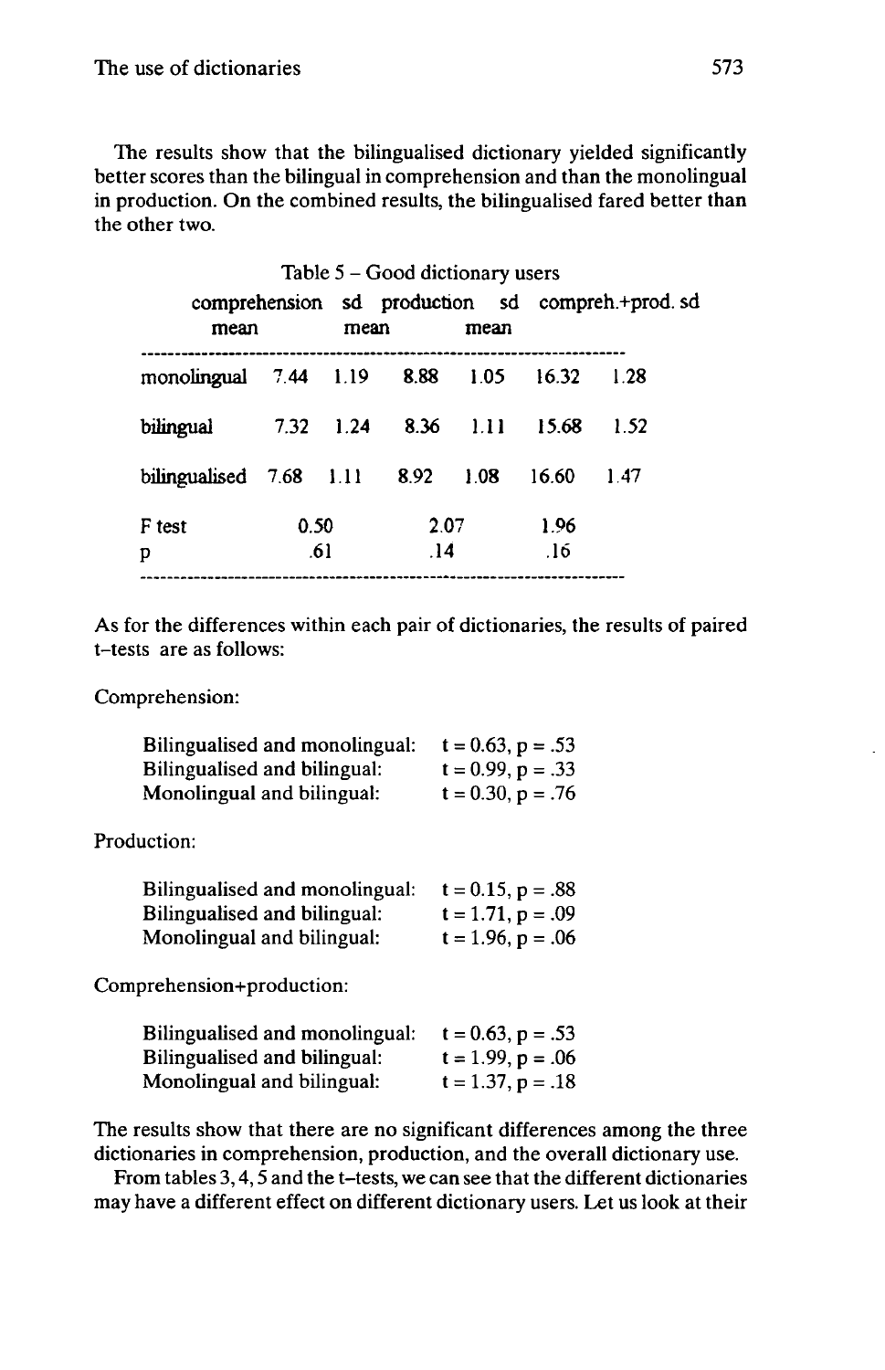The results show that the bilingualised dictionary yielded significantly better scores than the bilingual in comprehension and than the monolingual in production. On the combined results, the bilingualised fared better than the other two.

Table 5 – Good dictionary users

| | comprehension mean | sd | production mean | sd | compreh.+prod. mean | sd |
|---|---|---|---|---|---|---|
| monolingual | 7.44 | 1.19 | 8.88 | 1.05 | 16.32 | 1.28 |
| bilingual | 7.32 | 1.24 | 8.36 | 1.11 | 15.68 | 1.52 |
| bilingualised | 7.68 | 1.11 | 8.92 | 1.08 | 16.60 | 1.47 |
| F test | 0.50 | | 2.07 | | 1.96 | |
| p | .61 | | .14 | | .16 | |

As for the differences within each pair of dictionaries, the results of paired t–tests are as follows:

Comprehension:

| | |
|---|---|
| Bilingualised and monolingual: | $t = 0.63, p = .53$ |
| Bilingualised and bilingual: | $t = 0.99, p = .33$ |
| Monolingual and bilingual: | $t = 0.30, p = .76$ |

Production:

| | |
|---|---|
| Bilingualised and monolingual: | $t = 0.15, p = .88$ |
| Bilingualised and bilingual: | $t = 1.71, p = .09$ |
| Monolingual and bilingual: | $t = 1.96, p = .06$ |

Comprehension+production:

| | |
|---|---|
| Bilingualised and monolingual: | $t = 0.63, p = .53$ |
| Bilingualised and bilingual: | $t = 1.99, p = .06$ |
| Monolingual and bilingual: | $t = 1.37, p = .18$ |

The results show that there are no significant differences among the three dictionaries in comprehension, production, and the overall dictionary use.

From tables 3, 4, 5 and the t–tests, we can see that the different dictionaries may have a different effect on different dictionary users. Let us look at their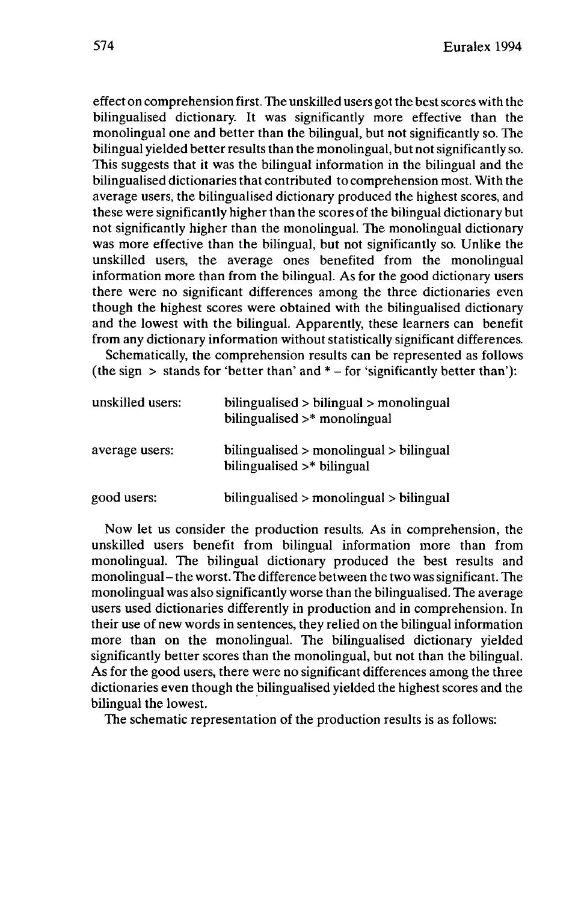effect on comprehension first. The unskilled users got the best scores with the bilingualised dictionary. It was significantly more effective than the monolingual one and better than the bilingual, but not significantly so. The bilingual yielded better results than the monolingual, but not significantly so. This suggests that it was the bilingual information in the bilingual and the bilingualised dictionaries that contributed to comprehension most. With the average users, the bilingualised dictionary produced the highest scores, and these were significantly higher than the scores of the bilingual dictionary but not significantly higher than the monolingual. The monolingual dictionary was more effective than the bilingual, but not significantly so. Unlike the unskilled users, the average ones benefited from the monolingual information more than from the bilingual. As for the good dictionary users there were no significant differences among the three dictionaries even though the highest scores were obtained with the bilingualised dictionary and the lowest with the bilingual. Apparently, these learners can benefit from any dictionary information without statistically significant differences.

Schematically, the comprehension results can be represented as follows (the sign > stands for 'better than' and * – for 'significantly better than'):

| | |
|---|---|
| unskilled users: | bilingualised > bilingual > monolingual<br>bilingualised >* monolingual |
| average users: | bilingualised > monolingual > bilingual<br>bilingualised >* bilingual |
| good users: | bilingualised > monolingual > bilingual |

Now let us consider the production results. As in comprehension, the unskilled users benefit from bilingual information more than from monolingual. The bilingual dictionary produced the best results and monolingual – the worst. The difference between the two was significant. The monolingual was also significantly worse than the bilingualised. The average users used dictionaries differently in production and in comprehension. In their use of new words in sentences, they relied on the bilingual information more than on the monolingual. The bilingualised dictionary yielded significantly better scores than the monolingual, but not than the bilingual. As for the good users, there were no significant differences among the three dictionaries even though the bilingualised yielded the highest scores and the bilingual the lowest.

The schematic representation of the production results is as follows: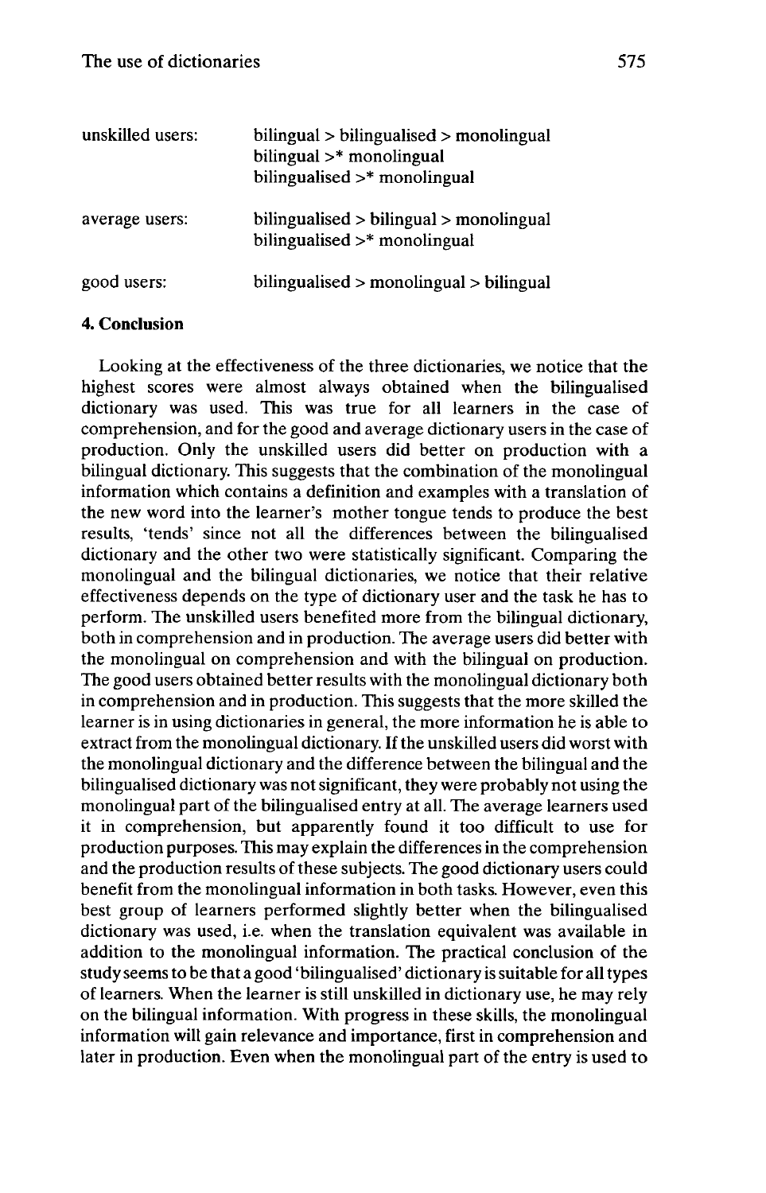| | |
|---|---|
| unskilled users: | bilingual > bilingualised > monolingual<br>bilingual >* monolingual<br>bilingualised >* monolingual |
| average users: | bilingualised > bilingual > monolingual<br>bilingualised >* monolingual |
| good users: | bilingualised > monolingual > bilingual |

## 4. Conclusion

Looking at the effectiveness of the three dictionaries, we notice that the highest scores were almost always obtained when the bilingualised dictionary was used. This was true for all learners in the case of comprehension, and for the good and average dictionary users in the case of production. Only the unskilled users did better on production with a bilingual dictionary. This suggests that the combination of the monolingual information which contains a definition and examples with a translation of the new word into the learner's mother tongue tends to produce the best results, 'tends' since not all the differences between the bilingualised dictionary and the other two were statistically significant. Comparing the monolingual and the bilingual dictionaries, we notice that their relative effectiveness depends on the type of dictionary user and the task he has to perform. The unskilled users benefited more from the bilingual dictionary, both in comprehension and in production. The average users did better with the monolingual on comprehension and with the bilingual on production. The good users obtained better results with the monolingual dictionary both in comprehension and in production. This suggests that the more skilled the learner is in using dictionaries in general, the more information he is able to extract from the monolingual dictionary. If the unskilled users did worst with the monolingual dictionary and the difference between the bilingual and the bilingualised dictionary was not significant, they were probably not using the monolingual part of the bilingualised entry at all. The average learners used it in comprehension, but apparently found it too difficult to use for production purposes. This may explain the differences in the comprehension and the production results of these subjects. The good dictionary users could benefit from the monolingual information in both tasks. However, even this best group of learners performed slightly better when the bilingualised dictionary was used, i.e. when the translation equivalent was available in addition to the monolingual information. The practical conclusion of the study seems to be that a good 'bilingualised' dictionary is suitable for all types of learners. When the learner is still unskilled in dictionary use, he may rely on the bilingual information. With progress in these skills, the monolingual information will gain relevance and importance, first in comprehension and later in production. Even when the monolingual part of the entry is used to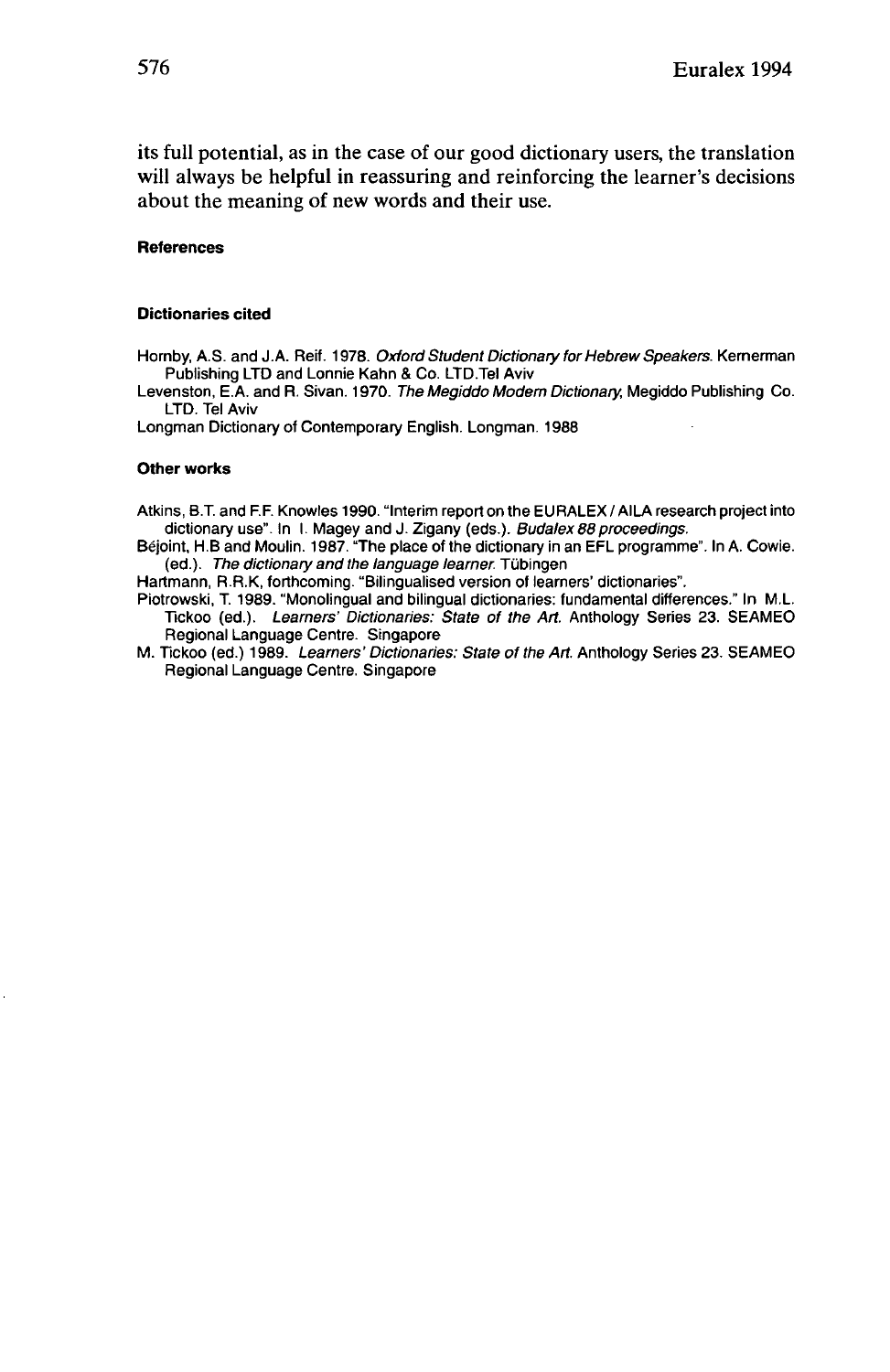its full potential, as in the case of our good dictionary users, the translation will always be helpful in reassuring and reinforcing the learner's decisions about the meaning of new words and their use.

#### References

#### Dictionaries cited

Hornby, A.S. and J.A. Reif. 1978. *Oxford Student Dictionary for Hebrew Speakers*. Kernerman Publishing LTD and Lonnie Kahn & Co. LTD.Tel Aviv

Levenston, E.A. and R. Sivan. 1970. *The Megiddo Modern Dictionary*, Megiddo Publishing Co. LTD. Tel Aviv

Longman Dictionary of Contemporary English. Longman. 1988

#### Other works

Atkins, B.T. and F.F. Knowles 1990. "Interim report on the EURALEX / AILA research project into dictionary use". In I. Magey and J. Zigany (eds.). *Budalex 88 proceedings.*

Béjoint, H.B and Moulin. 1987. "The place of the dictionary in an EFL programme". In A. Cowie. (ed.). *The dictionary and the language learner.* Tübingen

Hartmann, R.R.K, forthcoming. "Bilingualised version of learners' dictionaries".

Piotrowski, T. 1989. "Monolingual and bilingual dictionaries: fundamental differences." In M.L. Tickoo (ed.). *Learners' Dictionaries: State of the Art.* Anthology Series 23. SEAMEO Regional Language Centre. Singapore

M. Tickoo (ed.) 1989. *Learners' Dictionaries: State of the Art.* Anthology Series 23. SEAMEO Regional Language Centre. Singapore